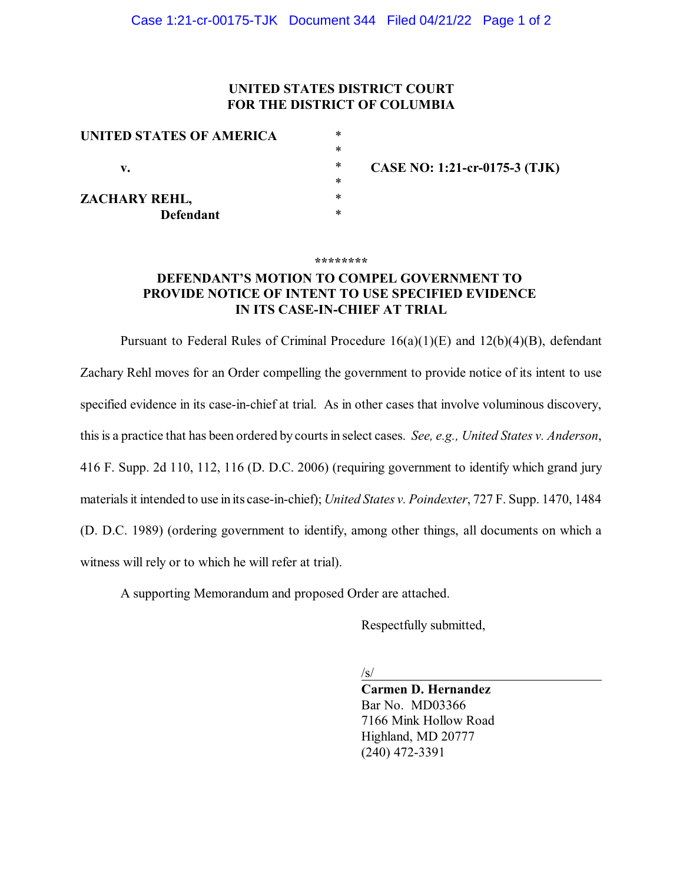**UNITED STATES DISTRICT COURT**
**FOR THE DISTRICT OF COLUMBIA**

| | | |
|---|---|---|
| **UNITED STATES OF AMERICA** | * | |
| | * | |
| **v.** | * | **CASE NO: 1:21-cr-0175-3 (TJK)** |
| | * | |
| **ZACHARY REHL,** | * | |
| **Defendant** | * | |

********

## DEFENDANT'S MOTION TO COMPEL GOVERNMENT TO PROVIDE NOTICE OF INTENT TO USE SPECIFIED EVIDENCE IN ITS CASE-IN-CHIEF AT TRIAL

Pursuant to Federal Rules of Criminal Procedure 16(a)(1)(E) and 12(b)(4)(B), defendant Zachary Rehl moves for an Order compelling the government to provide notice of its intent to use specified evidence in its case-in-chief at trial. As in other cases that involve voluminous discovery, this is a practice that has been ordered by courts in select cases. *See, e.g., United States v. Anderson*, 416 F. Supp. 2d 110, 112, 116 (D. D.C. 2006) (requiring government to identify which grand jury materials it intended to use in its case-in-chief); *United States v. Poindexter*, 727 F. Supp. 1470, 1484 (D. D.C. 1989) (ordering government to identify, among other things, all documents on which a witness will rely or to which he will refer at trial).

A supporting Memorandum and proposed Order are attached.

Respectfully submitted,

/s/

**Carmen D. Hernandez**
Bar No. MD03366
7166 Mink Hollow Road
Highland, MD 20777
(240) 472-3391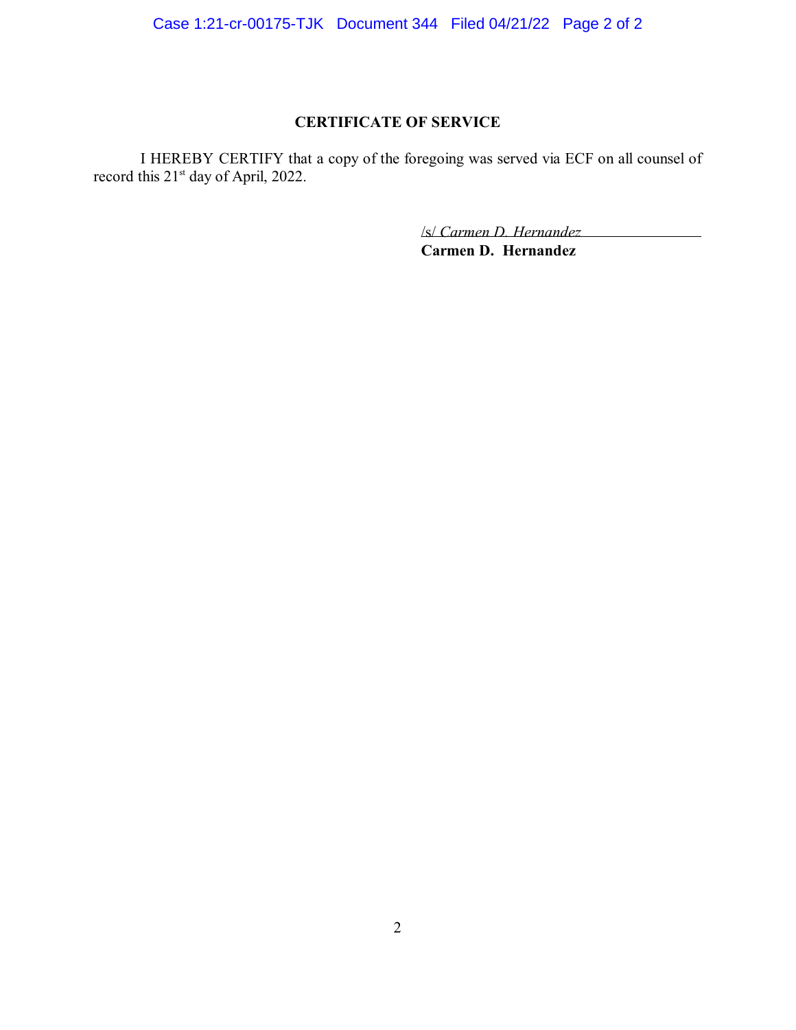## CERTIFICATE OF SERVICE

I HEREBY CERTIFY that a copy of the foregoing was served via ECF on all counsel of record this 21st day of April, 2022.

/s/ *Carmen D. Hernandez*
**Carmen D. Hernandez**